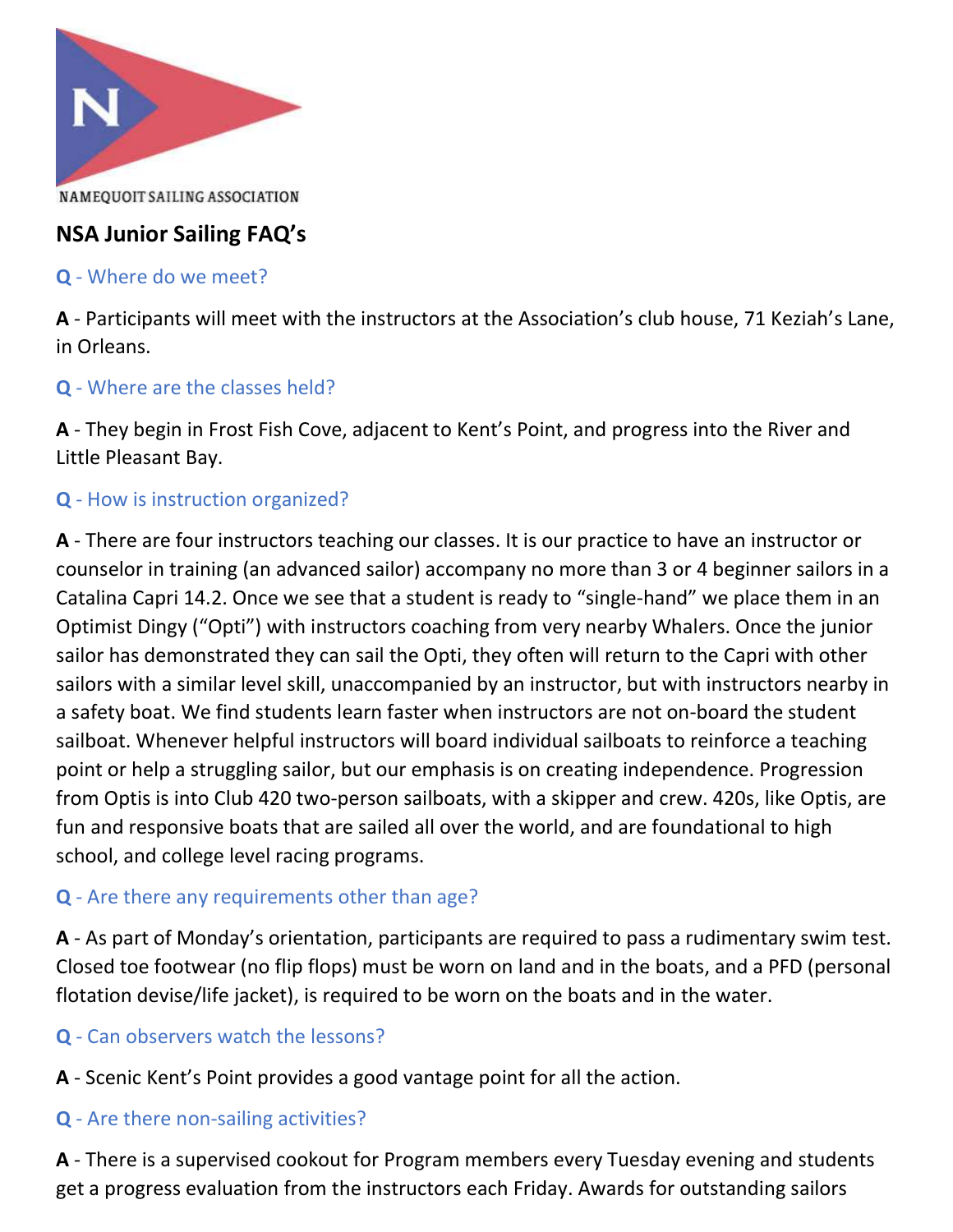NAMEQUOIT SAILING ASSOCIATION

## NSA Junior Sailing FAQ's

**Q** - Where do we meet?

**A** - Participants will meet with the instructors at the Association's club house, 71 Keziah's Lane, in Orleans.

**Q** - Where are the classes held?

**A** - They begin in Frost Fish Cove, adjacent to Kent's Point, and progress into the River and Little Pleasant Bay.

**Q** - How is instruction organized?

**A** - There are four instructors teaching our classes. It is our practice to have an instructor or counselor in training (an advanced sailor) accompany no more than 3 or 4 beginner sailors in a Catalina Capri 14.2. Once we see that a student is ready to "single-hand" we place them in an Optimist Dingy ("Opti") with instructors coaching from very nearby Whalers. Once the junior sailor has demonstrated they can sail the Opti, they often will return to the Capri with other sailors with a similar level skill, unaccompanied by an instructor, but with instructors nearby in a safety boat. We find students learn faster when instructors are not on-board the student sailboat. Whenever helpful instructors will board individual sailboats to reinforce a teaching point or help a struggling sailor, but our emphasis is on creating independence. Progression from Optis is into Club 420 two-person sailboats, with a skipper and crew. 420s, like Optis, are fun and responsive boats that are sailed all over the world, and are foundational to high school, and college level racing programs.

**Q** - Are there any requirements other than age?

**A** - As part of Monday's orientation, participants are required to pass a rudimentary swim test. Closed toe footwear (no flip flops) must be worn on land and in the boats, and a PFD (personal flotation devise/life jacket), is required to be worn on the boats and in the water.

**Q** - Can observers watch the lessons?

**A** - Scenic Kent's Point provides a good vantage point for all the action.

**Q** - Are there non-sailing activities?

**A** - There is a supervised cookout for Program members every Tuesday evening and students get a progress evaluation from the instructors each Friday. Awards for outstanding sailors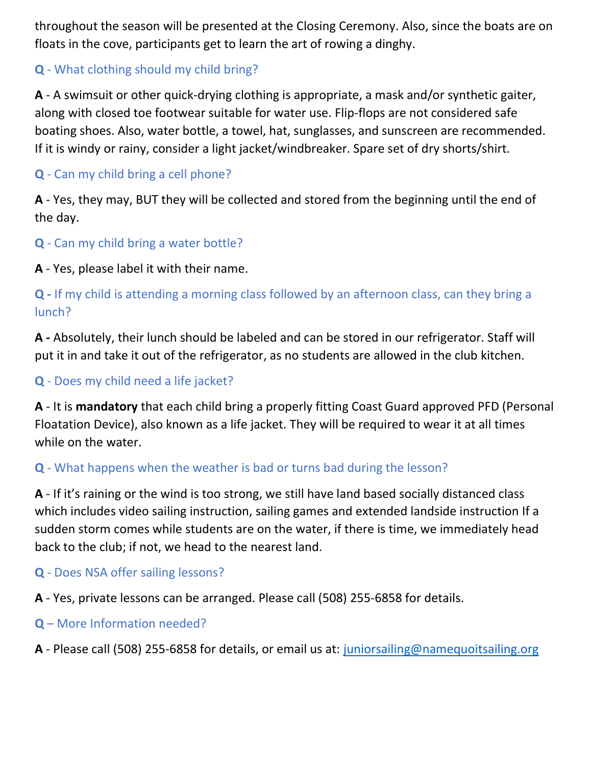throughout the season will be presented at the Closing Ceremony. Also, since the boats are on floats in the cove, participants get to learn the art of rowing a dinghy.

**Q** - What clothing should my child bring?

**A** - A swimsuit or other quick-drying clothing is appropriate, a mask and/or synthetic gaiter, along with closed toe footwear suitable for water use. Flip-flops are not considered safe boating shoes. Also, water bottle, a towel, hat, sunglasses, and sunscreen are recommended. If it is windy or rainy, consider a light jacket/windbreaker. Spare set of dry shorts/shirt.

**Q** - Can my child bring a cell phone?

**A** - Yes, they may, BUT they will be collected and stored from the beginning until the end of the day.

**Q** - Can my child bring a water bottle?

**A** - Yes, please label it with their name.

**Q -** If my child is attending a morning class followed by an afternoon class, can they bring a lunch?

**A -** Absolutely, their lunch should be labeled and can be stored in our refrigerator. Staff will put it in and take it out of the refrigerator, as no students are allowed in the club kitchen.

**Q** - Does my child need a life jacket?

**A** - It is **mandatory** that each child bring a properly fitting Coast Guard approved PFD (Personal Floatation Device), also known as a life jacket. They will be required to wear it at all times while on the water.

**Q** - What happens when the weather is bad or turns bad during the lesson?

**A** - If it's raining or the wind is too strong, we still have land based socially distanced class which includes video sailing instruction, sailing games and extended landside instruction If a sudden storm comes while students are on the water, if there is time, we immediately head back to the club; if not, we head to the nearest land.

**Q** - Does NSA offer sailing lessons?

**A** - Yes, private lessons can be arranged. Please call (508) 255-6858 for details.

**Q** – More Information needed?

**A** - Please call (508) 255-6858 for details, or email us at: [juniorsailing@namequoitsailing.org](mailto:juniorsailing@namequoitsailing.org)